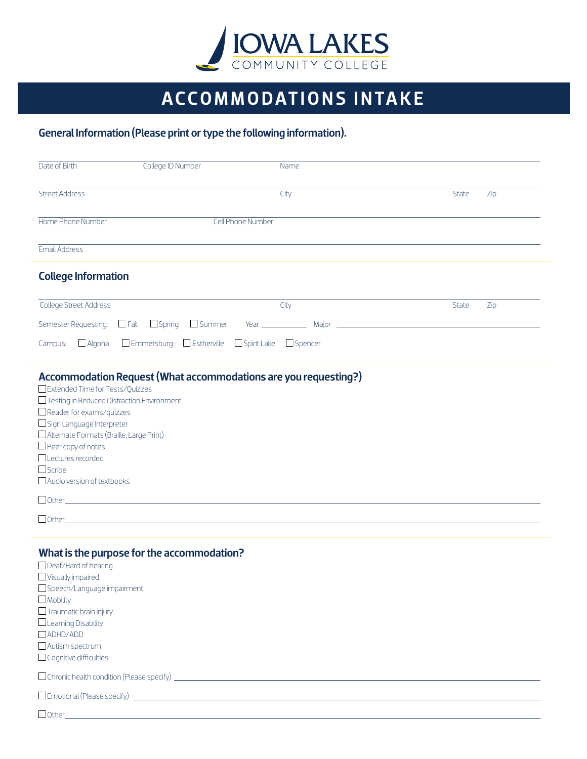IOWA LAKES COMMUNITY COLLEGE

# ACCOMMODATIONS INTAKE

## General Information (Please print or type the following information).

Date of Birth ______ College ID Number ______ Name ______

Street Address ______ City ______ State ______ Zip ______

Home Phone Number ______ Cell Phone Number ______

Email Address ______

## College Information

College Street Address ______ City ______ State ______ Zip ______

Semester Requesting: ☐ Fall ☐ Spring ☐ Summer Year ______ Major ______

Campus: ☐ Algona ☐ Emmetsburg ☐ Estherville ☐ Spirit Lake ☐ Spencer

## Accommodation Request (What accommodations are you requesting?)

☐ Extended Time for Tests/Quizzes
☐ Testing in Reduced Distraction Environment
☐ Reader for exams/quizzes
☐ Sign Language Interpreter
☐ Alternate Formats (Braille, Large Print)
☐ Peer copy of notes
☐ Lectures recorded
☐ Scribe
☐ Audio version of textbooks

☐ Other ______

☐ Other ______

## What is the purpose for the accommodation?

☐ Deaf/Hard of hearing
☐ Visually impaired
☐ Speech/Language impairment
☐ Mobility
☐ Traumatic brain injury
☐ Learning Disability
☐ ADHD/ADD
☐ Autism spectrum
☐ Cognitive difficulties

☐ Chronic health condition (Please specify) ______

☐ Emotional (Please specify) ______

☐ Other ______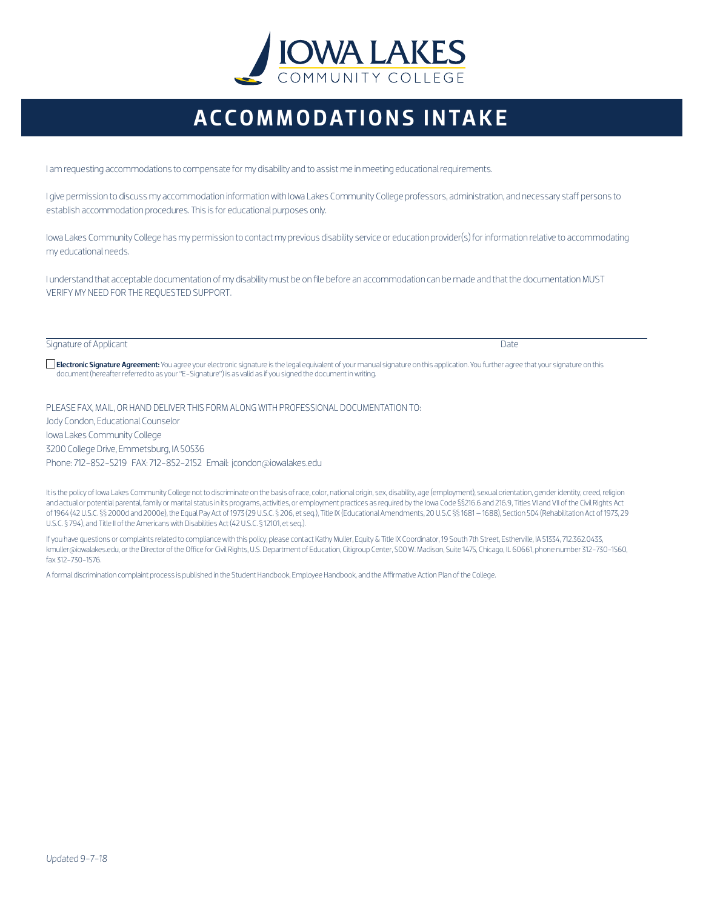# ACCOMMODATIONS INTAKE

I am requesting accommodations to compensate for my disability and to assist me in meeting educational requirements.

I give permission to discuss my accommodation information with Iowa Lakes Community College professors, administration, and necessary staff persons to establish accommodation procedures. This is for educational purposes only.

Iowa Lakes Community College has my permission to contact my previous disability service or education provider(s) for information relative to accommodating my educational needs.

I understand that acceptable documentation of my disability must be on file before an accommodation can be made and that the documentation MUST VERIFY MY NEED FOR THE REQUESTED SUPPORT.

Signature of Applicant Date

☐ **Electronic Signature Agreement:** You agree your electronic signature is the legal equivalent of your manual signature on this application. You further agree that your signature on this document (hereafter referred to as your "E-Signature") is as valid as if you signed the document in writing.

PLEASE FAX, MAIL, OR HAND DELIVER THIS FORM ALONG WITH PROFESSIONAL DOCUMENTATION TO:

Jody Condon, Educational Counselor

Iowa Lakes Community College

3200 College Drive, Emmetsburg, IA 50536

Phone: 712-852-5219 FAX: 712-852-2152 Email: jcondon@iowalakes.edu

It is the policy of Iowa Lakes Community College not to discriminate on the basis of race, color, national origin, sex, disability, age (employment), sexual orientation, gender identity, creed, religion and actual or potential parental, family or marital status in its programs, activities, or employment practices as required by the Iowa Code §§216.6 and 216.9, Titles VI and VII of the Civil Rights Act of 1964 (42 U.S.C. §§ 2000d and 2000e), the Equal Pay Act of 1973 (29 U.S.C. § 206, et seq.), Title IX (Educational Amendments, 20 U.S.C §§ 1681 – 1688), Section 504 (Rehabilitation Act of 1973, 29 U.S.C. § 794), and Title II of the Americans with Disabilities Act (42 U.S.C. § 12101, et seq.).

If you have questions or complaints related to compliance with this policy, please contact Kathy Muller, Equity & Title IX Coordinator, 19 South 7th Street, Estherville, IA 51334, 712.362.0433, kmuller@iowalakes.edu, or the Director of the Office for Civil Rights, U.S. Department of Education, Citigroup Center, 500 W. Madison, Suite 1475, Chicago, IL 60661, phone number 312-730-1560, fax 312-730-1576.

A formal discrimination complaint process is published in the Student Handbook, Employee Handbook, and the Affirmative Action Plan of the College.

*Updated 9-7-18*